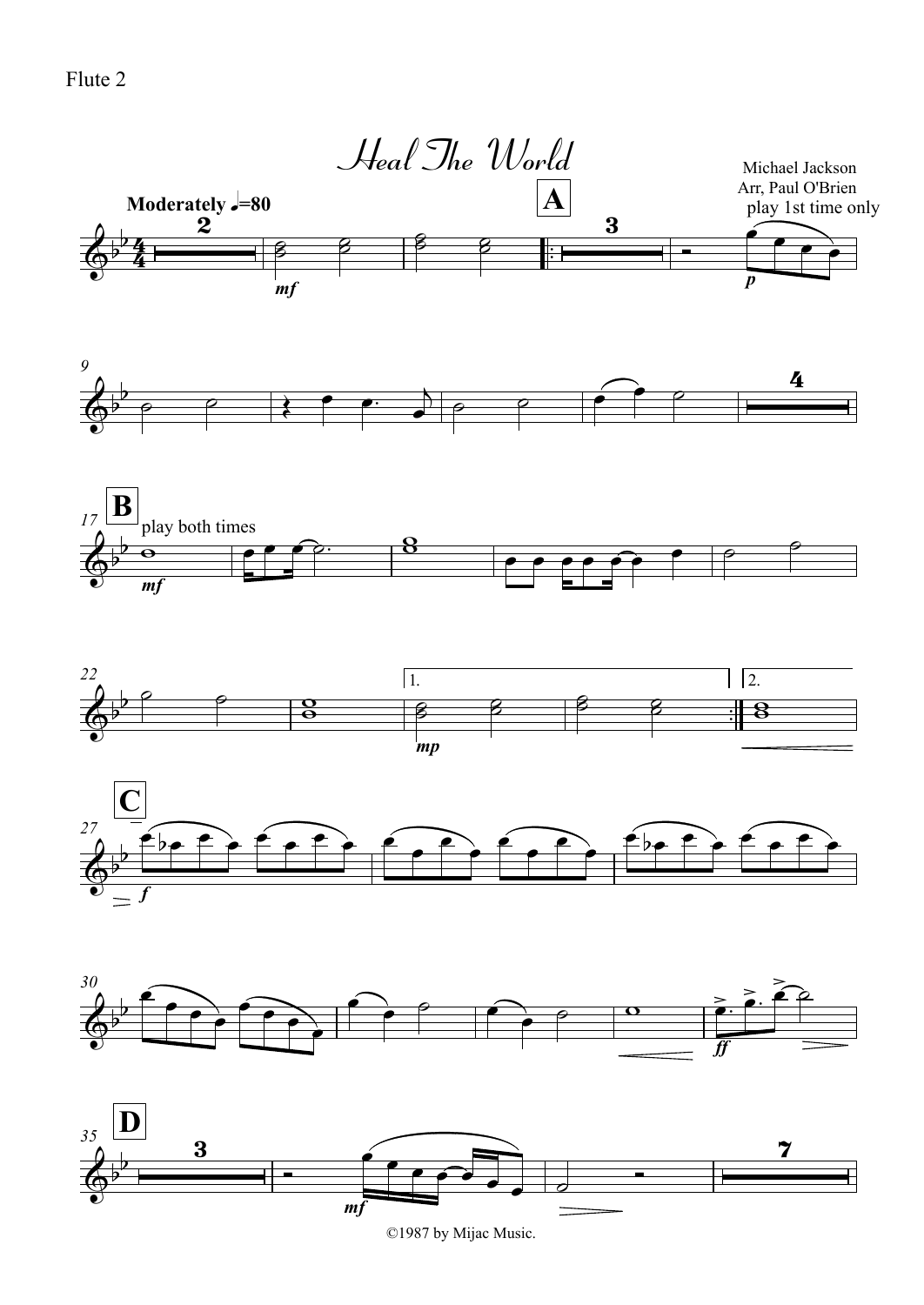Flute 2

# Heal The World

Michael Jackson
Arr, Paul O'Brien

Moderately ♩=80

play 1st time only

play both times

©1987 by Mijac Music.